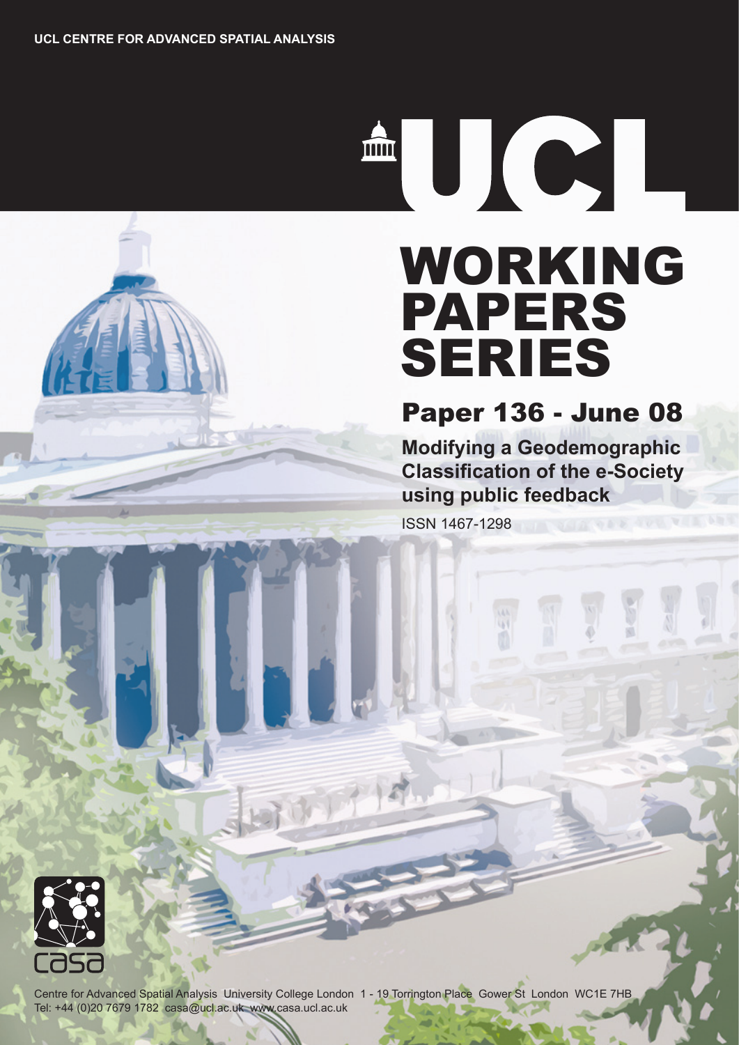UCL CENTRE FOR ADVANCED SPATIAL ANALYSIS

UCL

# WORKING PAPERS SERIES

## Paper 136 - June 08

**Modifying a Geodemographic Classification of the e-Society using public feedback**

ISSN 1467-1298

casa

Centre for Advanced Spatial Analysis University College London 1 - 19 Torrington Place Gower St London WC1E 7HB
Tel: +44 (0)20 7679 1782 casa@ucl.ac.uk www.casa.ucl.ac.uk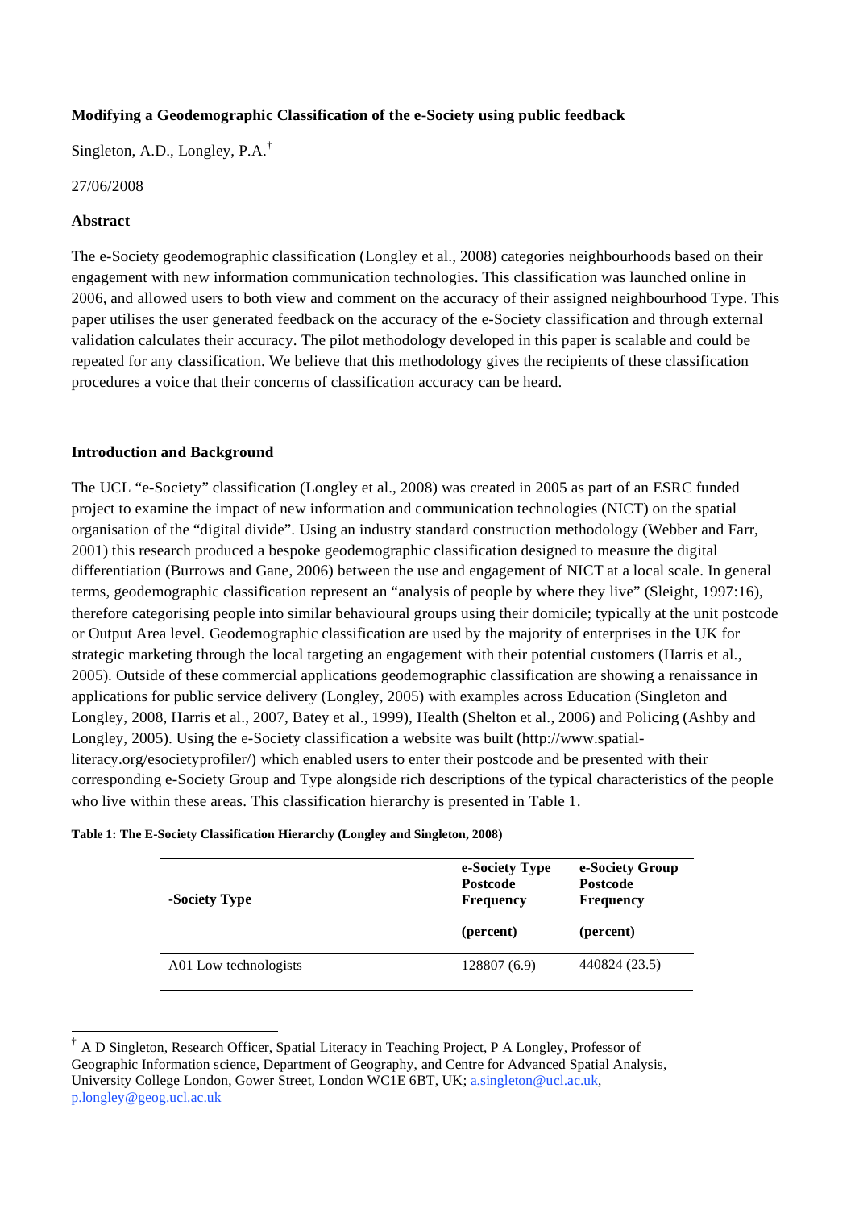**Modifying a Geodemographic Classification of the e-Society using public feedback**

Singleton, A.D., Longley, P.A.[†]

27/06/2008

**Abstract**

The e-Society geodemographic classification (Longley et al., 2008) categories neighbourhoods based on their engagement with new information communication technologies. This classification was launched online in 2006, and allowed users to both view and comment on the accuracy of their assigned neighbourhood Type. This paper utilises the user generated feedback on the accuracy of the e-Society classification and through external validation calculates their accuracy. The pilot methodology developed in this paper is scalable and could be repeated for any classification. We believe that this methodology gives the recipients of these classification procedures a voice that their concerns of classification accuracy can be heard.

**Introduction and Background**

The UCL "e-Society" classification (Longley et al., 2008) was created in 2005 as part of an ESRC funded project to examine the impact of new information and communication technologies (NICT) on the spatial organisation of the "digital divide". Using an industry standard construction methodology (Webber and Farr, 2001) this research produced a bespoke geodemographic classification designed to measure the digital differentiation (Burrows and Gane, 2006) between the use and engagement of NICT at a local scale. In general terms, geodemographic classification represent an "analysis of people by where they live" (Sleight, 1997:16), therefore categorising people into similar behavioural groups using their domicile; typically at the unit postcode or Output Area level. Geodemographic classification are used by the majority of enterprises in the UK for strategic marketing through the local targeting an engagement with their potential customers (Harris et al., 2005). Outside of these commercial applications geodemographic classification are showing a renaissance in applications for public service delivery (Longley, 2005) with examples across Education (Singleton and Longley, 2008, Harris et al., 2007, Batey et al., 1999), Health (Shelton et al., 2006) and Policing (Ashby and Longley, 2005). Using the e-Society classification a website was built (http://www.spatial-literacy.org/esocietyprofiler/) which enabled users to enter their postcode and be presented with their corresponding e-Society Group and Type alongside rich descriptions of the typical characteristics of the people who live within these areas. This classification hierarchy is presented in Table 1.

**Table 1: The E-Society Classification Hierarchy (Longley and Singleton, 2008)**

| -Society Type | e-Society Type Postcode Frequency (percent) | e-Society Group Postcode Frequency (percent) |
|---|---|---|
| A01 Low technologists | 128807 (6.9) | 440824 (23.5) |

[†] A D Singleton, Research Officer, Spatial Literacy in Teaching Project, P A Longley, Professor of Geographic Information science, Department of Geography, and Centre for Advanced Spatial Analysis, University College London, Gower Street, London WC1E 6BT, UK; a.singleton@ucl.ac.uk, p.longley@geog.ucl.ac.uk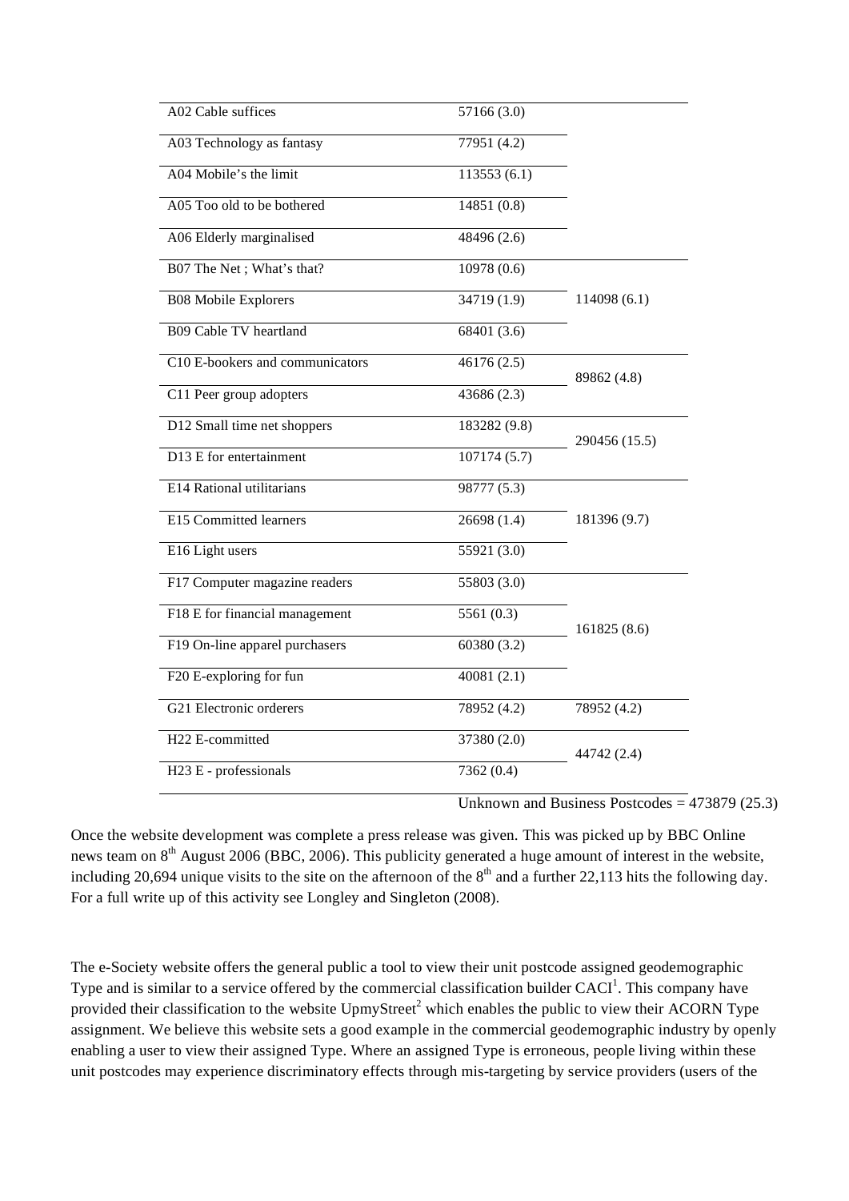| | | |
|---|---|---|
| A02 Cable suffices | 57166 (3.0) | |
| A03 Technology as fantasy | 77951 (4.2) | |
| A04 Mobile's the limit | 113553 (6.1) | |
| A05 Too old to be bothered | 14851 (0.8) | |
| A06 Elderly marginalised | 48496 (2.6) | |
| B07 The Net ; What's that? | 10978 (0.6) | 114098 (6.1) |
| B08 Mobile Explorers | 34719 (1.9) | |
| B09 Cable TV heartland | 68401 (3.6) | |
| C10 E-bookers and communicators | 46176 (2.5) | 89862 (4.8) |
| C11 Peer group adopters | 43686 (2.3) | |
| D12 Small time net shoppers | 183282 (9.8) | 290456 (15.5) |
| D13 E for entertainment | 107174 (5.7) | |
| E14 Rational utilitarians | 98777 (5.3) | 181396 (9.7) |
| E15 Committed learners | 26698 (1.4) | |
| E16 Light users | 55921 (3.0) | |
| F17 Computer magazine readers | 55803 (3.0) | 161825 (8.6) |
| F18 E for financial management | 5561 (0.3) | |
| F19 On-line apparel purchasers | 60380 (3.2) | |
| F20 E-exploring for fun | 40081 (2.1) | |
| G21 Electronic orderers | 78952 (4.2) | 78952 (4.2) |
| H22 E-committed | 37380 (2.0) | 44742 (2.4) |
| H23 E - professionals | 7362 (0.4) | |

Unknown and Business Postcodes = 473879 (25.3)

Once the website development was complete a press release was given. This was picked up by BBC Online news team on 8th August 2006 (BBC, 2006). This publicity generated a huge amount of interest in the website, including 20,694 unique visits to the site on the afternoon of the 8th and a further 22,113 hits the following day. For a full write up of this activity see Longley and Singleton (2008).

The e-Society website offers the general public a tool to view their unit postcode assigned geodemographic Type and is similar to a service offered by the commercial classification builder CACI[1]. This company have provided their classification to the website UpmyStreet[2] which enables the public to view their ACORN Type assignment. We believe this website sets a good example in the commercial geodemographic industry by openly enabling a user to view their assigned Type. Where an assigned Type is erroneous, people living within these unit postcodes may experience discriminatory effects through mis-targeting by service providers (users of the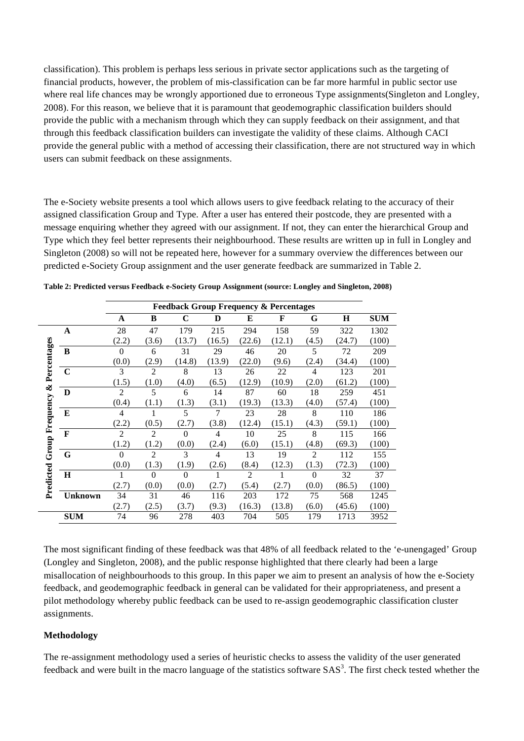classification). This problem is perhaps less serious in private sector applications such as the targeting of financial products, however, the problem of mis-classification can be far more harmful in public sector use where real life chances may be wrongly apportioned due to erroneous Type assignments(Singleton and Longley, 2008). For this reason, we believe that it is paramount that geodemographic classification builders should provide the public with a mechanism through which they can supply feedback on their assignment, and that through this feedback classification builders can investigate the validity of these claims. Although CACI provide the general public with a method of accessing their classification, there are not structured way in which users can submit feedback on these assignments.

The e-Society website presents a tool which allows users to give feedback relating to the accuracy of their assigned classification Group and Type. After a user has entered their postcode, they are presented with a message enquiring whether they agreed with our assignment. If not, they can enter the hierarchical Group and Type which they feel better represents their neighbourhood. These results are written up in full in Longley and Singleton (2008) so will not be repeated here, however for a summary overview the differences between our predicted e-Society Group assignment and the user generate feedback are summarized in Table 2.

**Table 2: Predicted versus Feedback e-Society Group Assignment (source: Longley and Singleton, 2008)**

| Predicted Group Frequency & Percentages | Feedback Group Frequency & Percentages | | | | | | | | |
|---|---|---|---|---|---|---|---|---|---|
| | **A** | **B** | **C** | **D** | **E** | **F** | **G** | **H** | **SUM** |
| **A** | 28 (2.2) | 47 (3.6) | 179 (13.7) | 215 (16.5) | 294 (22.6) | 158 (12.1) | 59 (4.5) | 322 (24.7) | 1302 (100) |
| **B** | 0 (0.0) | 6 (2.9) | 31 (14.8) | 29 (13.9) | 46 (22.0) | 20 (9.6) | 5 (2.4) | 72 (34.4) | 209 (100) |
| **C** | 3 (1.5) | 2 (1.0) | 8 (4.0) | 13 (6.5) | 26 (12.9) | 22 (10.9) | 4 (2.0) | 123 (61.2) | 201 (100) |
| **D** | 2 (0.4) | 5 (1.1) | 6 (1.3) | 14 (3.1) | 87 (19.3) | 60 (13.3) | 18 (4.0) | 259 (57.4) | 451 (100) |
| **E** | 4 (2.2) | 1 (0.5) | 5 (2.7) | 7 (3.8) | 23 (12.4) | 28 (15.1) | 8 (4.3) | 110 (59.1) | 186 (100) |
| **F** | 2 (1.2) | 2 (1.2) | 0 (0.0) | 4 (2.4) | 10 (6.0) | 25 (15.1) | 8 (4.8) | 115 (69.3) | 166 (100) |
| **G** | 0 (0.0) | 2 (1.3) | 3 (1.9) | 4 (2.6) | 13 (8.4) | 19 (12.3) | 2 (1.3) | 112 (72.3) | 155 (100) |
| **H** | 1 (2.7) | 0 (0.0) | 0 (0.0) | 1 (2.7) | 2 (5.4) | 1 (2.7) | 0 (0.0) | 32 (86.5) | 37 (100) |
| **Unknown** | 34 (2.7) | 31 (2.5) | 46 (3.7) | 116 (9.3) | 203 (16.3) | 172 (13.8) | 75 (6.0) | 568 (45.6) | 1245 (100) |
| **SUM** | 74 | 96 | 278 | 403 | 704 | 505 | 179 | 1713 | 3952 |

The most significant finding of these feedback was that 48% of all feedback related to the 'e-unengaged' Group (Longley and Singleton, 2008), and the public response highlighted that there clearly had been a large misallocation of neighbourhoods to this group. In this paper we aim to present an analysis of how the e-Society feedback, and geodemographic feedback in general can be validated for their appropriateness, and present a pilot methodology whereby public feedback can be used to re-assign geodemographic classification cluster assignments.

## Methodology

The re-assignment methodology used a series of heuristic checks to assess the validity of the user generated feedback and were built in the macro language of the statistics software SAS[3]. The first check tested whether the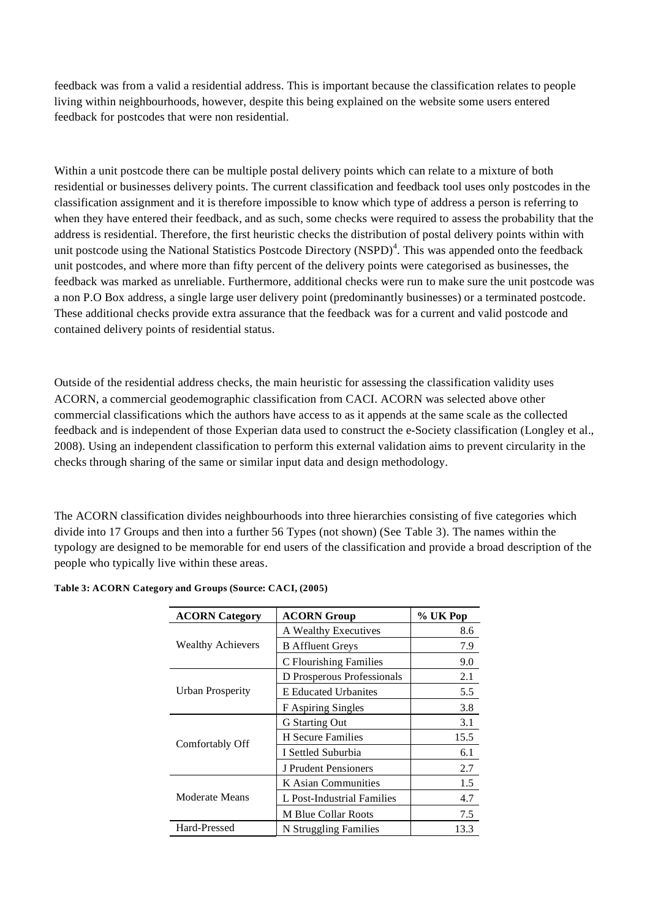feedback was from a valid a residential address. This is important because the classification relates to people living within neighbourhoods, however, despite this being explained on the website some users entered feedback for postcodes that were non residential.

Within a unit postcode there can be multiple postal delivery points which can relate to a mixture of both residential or businesses delivery points. The current classification and feedback tool uses only postcodes in the classification assignment and it is therefore impossible to know which type of address a person is referring to when they have entered their feedback, and as such, some checks were required to assess the probability that the address is residential. Therefore, the first heuristic checks the distribution of postal delivery points within with unit postcode using the National Statistics Postcode Directory (NSPD)[4]. This was appended onto the feedback unit postcodes, and where more than fifty percent of the delivery points were categorised as businesses, the feedback was marked as unreliable. Furthermore, additional checks were run to make sure the unit postcode was a non P.O Box address, a single large user delivery point (predominantly businesses) or a terminated postcode. These additional checks provide extra assurance that the feedback was for a current and valid postcode and contained delivery points of residential status.

Outside of the residential address checks, the main heuristic for assessing the classification validity uses ACORN, a commercial geodemographic classification from CACI. ACORN was selected above other commercial classifications which the authors have access to as it appends at the same scale as the collected feedback and is independent of those Experian data used to construct the e-Society classification (Longley et al., 2008). Using an independent classification to perform this external validation aims to prevent circularity in the checks through sharing of the same or similar input data and design methodology.

The ACORN classification divides neighbourhoods into three hierarchies consisting of five categories which divide into 17 Groups and then into a further 56 Types (not shown) (See Table 3). The names within the typology are designed to be memorable for end users of the classification and provide a broad description of the people who typically live within these areas.

**Table 3: ACORN Category and Groups (Source: CACI, (2005)**

| ACORN Category | ACORN Group | % UK Pop |
|---|---|---|
| Wealthy Achievers | A Wealthy Executives | 8.6 |
| | B Affluent Greys | 7.9 |
| | C Flourishing Families | 9.0 |
| Urban Prosperity | D Prosperous Professionals | 2.1 |
| | E Educated Urbanites | 5.5 |
| | F Aspiring Singles | 3.8 |
| Comfortably Off | G Starting Out | 3.1 |
| | H Secure Families | 15.5 |
| | I Settled Suburbia | 6.1 |
| | J Prudent Pensioners | 2.7 |
| Moderate Means | K Asian Communities | 1.5 |
| | L Post-Industrial Families | 4.7 |
| | M Blue Collar Roots | 7.5 |
| Hard-Pressed | N Struggling Families | 13.3 |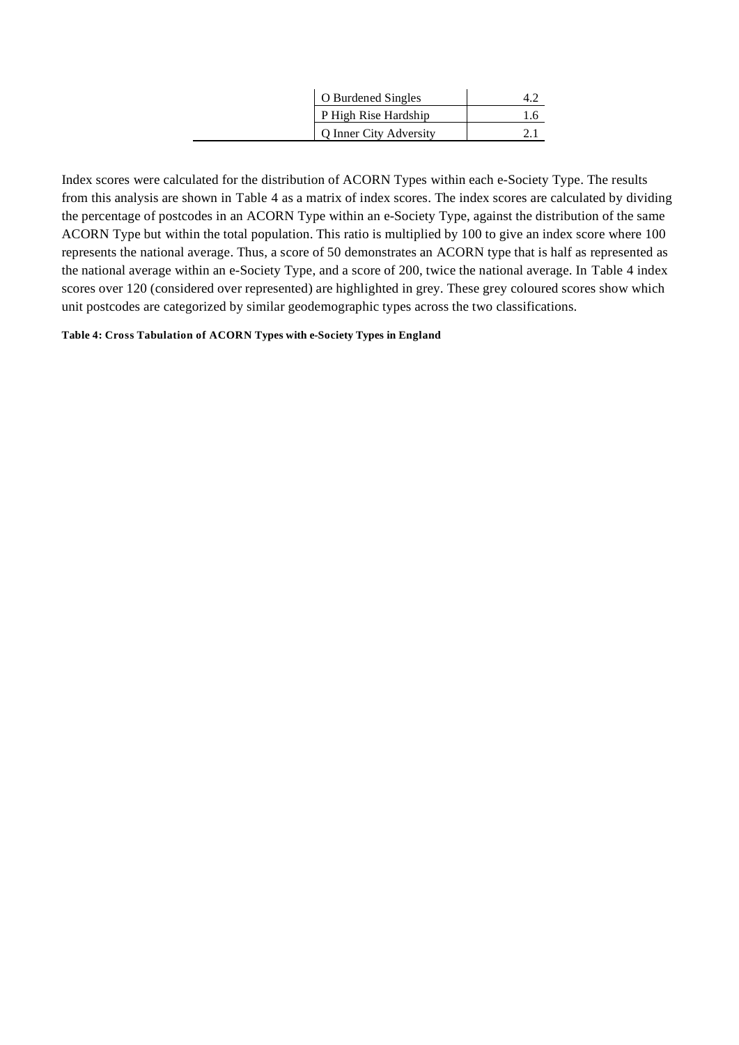| | |
|---|---|
| O Burdened Singles | 4.2 |
| P High Rise Hardship | 1.6 |
| Q Inner City Adversity | 2.1 |

Index scores were calculated for the distribution of ACORN Types within each e-Society Type. The results from this analysis are shown in Table 4 as a matrix of index scores. The index scores are calculated by dividing the percentage of postcodes in an ACORN Type within an e-Society Type, against the distribution of the same ACORN Type but within the total population. This ratio is multiplied by 100 to give an index score where 100 represents the national average. Thus, a score of 50 demonstrates an ACORN type that is half as represented as the national average within an e-Society Type, and a score of 200, twice the national average. In Table 4 index scores over 120 (considered over represented) are highlighted in grey. These grey coloured scores show which unit postcodes are categorized by similar geodemographic types across the two classifications.

**Table 4: Cross Tabulation of ACORN Types with e-Society Types in England**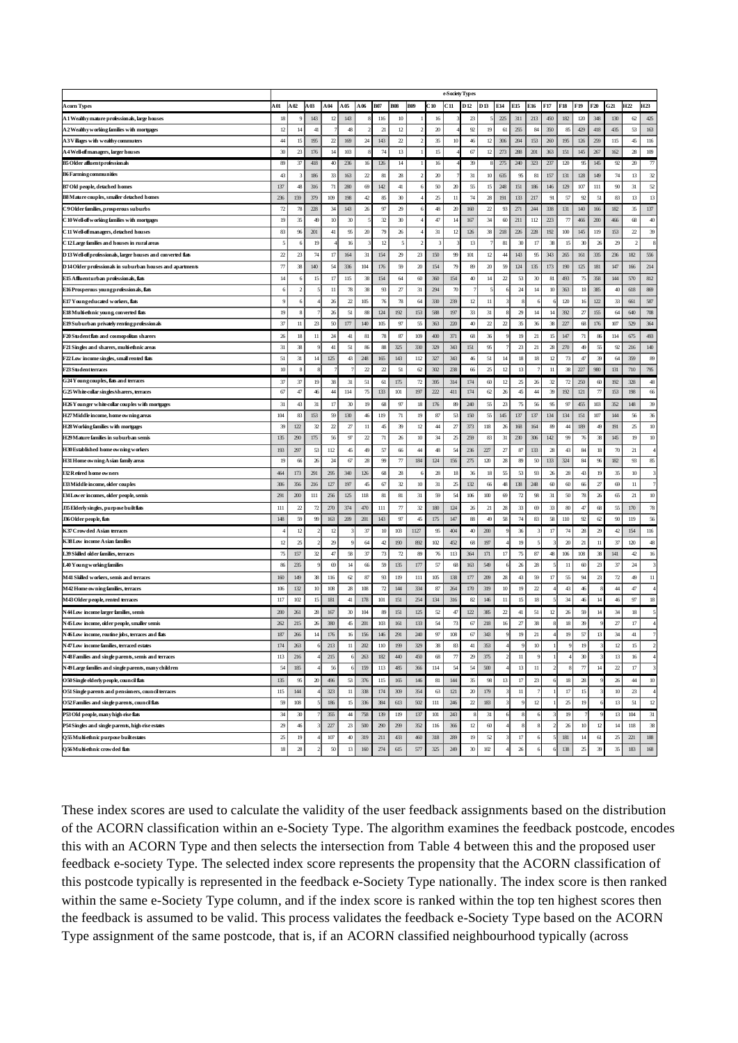| Acorn Types | e-Society Types | | | | | | | | | | | | | | | | | | | | | | |
|---|---|---|---|---|---|---|---|---|---|---|---|---|---|---|---|---|---|---|---|---|---|---|---|
| | A01 | A02 | A03 | A04 | A05 | A06 | B07 | B08 | B09 | C10 | C11 | D12 | D13 | E14 | E15 | E16 | F17 | F18 | F19 | F20 | G21 | H22 | H23 |
| A1 Wealthy mature professionals, large houses | 18 | 9 | 143 | 12 | 143 | 8 | 116 | 10 | 1 | 16 | 3 | 23 | 5 | 225 | 311 | 213 | 450 | 182 | 120 | 348 | 130 | 62 | 425 |
| A2 Wealthy working families with mortgages | 12 | 14 | 41 | 7 | 48 | 2 | 21 | 12 | 2 | 20 | 4 | 92 | 19 | 61 | 255 | 84 | 350 | 85 | 429 | 418 | 435 | 53 | 163 |
| A3 Villages with wealthy commuters | 44 | 15 | 195 | 22 | 169 | 24 | 143 | 22 | 2 | 35 | 10 | 46 | 12 | 306 | 204 | 153 | 260 | 195 | 126 | 259 | 115 | 45 | 116 |
| A4 Well-off managers, larger houses | 30 | 23 | 176 | 14 | 103 | 8 | 74 | 13 | 1 | 15 | 4 | 67 | 12 | 273 | 288 | 201 | 263 | 151 | 145 | 267 | 162 | 28 | 109 |
| B5 Older affluent professionals | 89 | 37 | 418 | 40 | 236 | 16 | 126 | 14 | 1 | 16 | 4 | 39 | 8 | 275 | 240 | 323 | 237 | 120 | 95 | 145 | 92 | 20 | 77 |
| B6 Farming communities | 43 | 3 | 186 | 33 | 163 | 22 | 81 | 28 | 2 | 20 | 7 | 31 | 10 | 635 | 95 | 81 | 157 | 131 | 128 | 149 | 74 | 13 | 32 |
| B7 Old people, detached homes | 137 | 48 | 316 | 71 | 280 | 69 | 142 | 41 | 6 | 50 | 20 | 55 | 15 | 248 | 151 | 186 | 146 | 129 | 107 | 111 | 90 | 31 | 52 |
| B8 Mature couples, smaller detached homes | 236 | 159 | 379 | 109 | 198 | 42 | 85 | 30 | 4 | 25 | 11 | 74 | 28 | 191 | 133 | 217 | 91 | 57 | 92 | 51 | 83 | 13 | 13 |
| C9 Older families, prosperous suburbs | 72 | 78 | 228 | 34 | 143 | 26 | 97 | 29 | 6 | 48 | 20 | 160 | 22 | 93 | 271 | 244 | 338 | 131 | 140 | 166 | 182 | 35 | 137 |
| C10 Well-off working families with mortgages | 19 | 35 | 49 | 10 | 30 | 5 | 32 | 30 | 4 | 47 | 14 | 167 | 34 | 60 | 211 | 112 | 223 | 77 | 466 | 200 | 466 | 68 | 40 |
| C11 Well-off managers, detached houses | 83 | 96 | 201 | 41 | 95 | 20 | 79 | 26 | 4 | 31 | 12 | 126 | 38 | 218 | 226 | 228 | 192 | 100 | 145 | 119 | 153 | 22 | 39 |
| C12 Large families and houses in rural areas | 5 | 6 | 19 | 4 | 16 | 3 | 12 | 5 | 2 | 3 | 3 | 13 | 7 | 81 | 30 | 17 | 38 | 15 | 30 | 26 | 29 | 2 | 8 |
| D13 Well-off professionals, larger houses and converted flats | 22 | 23 | 74 | 17 | 164 | 31 | 154 | 29 | 23 | 150 | 99 | 101 | 12 | 44 | 143 | 95 | 343 | 265 | 161 | 335 | 236 | 182 | 556 |
| D14 Older professionals in suburban houses and apartments | 77 | 38 | 140 | 54 | 336 | 104 | 176 | 59 | 20 | 154 | 79 | 89 | 20 | 59 | 124 | 135 | 173 | 190 | 125 | 181 | 147 | 166 | 214 |
| E15 Affluent urban professionals, flats | 14 | 6 | 15 | 17 | 115 | 38 | 154 | 64 | 60 | 360 | 154 | 40 | 14 | 22 | 53 | 30 | 81 | 493 | 75 | 358 | 144 | 570 | 812 |
| E16 Prosperous young professionals, flats | 6 | 2 | 5 | 11 | 78 | 38 | 93 | 27 | 31 | 294 | 70 | 7 | 5 | 6 | 24 | 14 | 10 | 363 | 18 | 385 | 40 | 618 | 869 |
| E17 Young educated workers, flats | 9 | 6 | 4 | 26 | 22 | 105 | 76 | 78 | 64 | 330 | 239 | 12 | 11 | 3 | 8 | 6 | 6 | 120 | 16 | 122 | 33 | 661 | 587 |
| E18 Multi-ethnic young, converted flats | 19 | 8 | 7 | 26 | 51 | 88 | 124 | 192 | 153 | 588 | 197 | 33 | 31 | 8 | 29 | 14 | 14 | 392 | 27 | 155 | 64 | 640 | 708 |
| E19 Suburban privately renting professionals | 37 | 11 | 23 | 50 | 177 | 140 | 105 | 97 | 55 | 363 | 220 | 40 | 22 | 22 | 35 | 36 | 38 | 227 | 68 | 176 | 107 | 529 | 364 |
| F20 Student flats and cosmopolitan sharers | 26 | 18 | 11 | 24 | 41 | 81 | 78 | 87 | 109 | 400 | 371 | 68 | 36 | 9 | 19 | 21 | 15 | 147 | 71 | 86 | 114 | 675 | 493 |
| F21 Singles and sharers, multi-ethnic areas | 31 | 38 | 9 | 41 | 51 | 86 | 88 | 325 | 330 | 329 | 343 | 151 | 95 | 7 | 23 | 21 | 28 | 270 | 49 | 55 | 92 | 216 | 140 |
| F22 Low income singles, small rented flats | 51 | 31 | 14 | 125 | 43 | 248 | 165 | 143 | 112 | 327 | 343 | 46 | 51 | 14 | 18 | 18 | 12 | 73 | 47 | 39 | 64 | 359 | 89 |
| F23 Student terraces | 10 | 8 | 8 | 7 | 7 | 22 | 22 | 51 | 62 | 302 | 238 | 66 | 25 | 12 | 13 | 7 | 11 | 38 | 227 | 980 | 131 | 710 | 795 |
| G24 Young couples, flats and terraces | 37 | 37 | 19 | 38 | 31 | 51 | 61 | 175 | 72 | 395 | 314 | 174 | 60 | 12 | 25 | 26 | 32 | 72 | 250 | 60 | 192 | 328 | 48 |
| G25 White collar singles/sharers, terraces | 67 | 47 | 46 | 44 | 114 | 75 | 133 | 101 | 197 | 222 | 411 | 174 | 62 | 26 | 45 | 44 | 39 | 192 | 121 | 77 | 153 | 198 | 66 |
| H26 Younger white-collar couples with mortgages | 31 | 43 | 31 | 17 | 30 | 19 | 68 | 97 | 18 | 176 | 89 | 240 | 55 | 23 | 75 | 56 | 95 | 97 | 455 | 103 | 352 | 148 | 39 |
| H27 Middle income, home owning areas | 104 | 83 | 153 | 59 | 130 | 46 | 119 | 71 | 19 | 87 | 53 | 150 | 55 | 145 | 137 | 137 | 134 | 134 | 151 | 107 | 144 | 56 | 36 |
| H28 Working families with mortgages | 39 | 122 | 32 | 22 | 27 | 11 | 45 | 39 | 12 | 44 | 27 | 373 | 118 | 26 | 168 | 164 | 89 | 44 | 189 | 49 | 191 | 25 | 10 |
| H29 Mature families in suburban semis | 135 | 290 | 175 | 56 | 97 | 22 | 71 | 26 | 10 | 34 | 25 | 259 | 83 | 31 | 230 | 306 | 142 | 99 | 76 | 38 | 145 | 19 | 10 |
| H30 Established home owning workers | 193 | 297 | 53 | 112 | 45 | 49 | 57 | 66 | 44 | 48 | 54 | 236 | 227 | 27 | 87 | 133 | 28 | 43 | 84 | 18 | 70 | 21 | 4 |
| H31 Home owning Asian family areas | 19 | 66 | 26 | 24 | 67 | 28 | 99 | 77 | 184 | 124 | 156 | 275 | 120 | 28 | 89 | 50 | 133 | 324 | 84 | 96 | 182 | 93 | 85 |
| I32 Retired home owners | 464 | 173 | 291 | 295 | 340 | 126 | 68 | 28 | 6 | 28 | 18 | 36 | 18 | 55 | 53 | 93 | 26 | 28 | 43 | 19 | 35 | 10 | 3 |
| I33 Middle income, older couples | 306 | 356 | 216 | 127 | 197 | 45 | 67 | 32 | 10 | 31 | 25 | 132 | 66 | 48 | 138 | 248 | 60 | 60 | 66 | 27 | 69 | 11 | 7 |
| I34 Lower incomes, older people, semis | 291 | 200 | 111 | 256 | 125 | 118 | 81 | 81 | 31 | 59 | 54 | 106 | 100 | 69 | 72 | 98 | 31 | 50 | 78 | 26 | 65 | 21 | 10 |
| J35 Elderly singles, purpose built flats | 111 | 22 | 72 | 270 | 374 | 470 | 111 | 77 | 32 | 180 | 124 | 26 | 21 | 28 | 33 | 69 | 33 | 80 | 47 | 68 | 55 | 170 | 78 |
| J36 Older people, flats | 148 | 59 | 99 | 163 | 209 | 201 | 143 | 97 | 45 | 175 | 147 | 88 | 49 | 58 | 74 | 83 | 58 | 110 | 92 | 62 | 90 | 119 | 56 |
| K37 Crowded Asian terraces | 4 | 12 | 2 | 12 | 3 | 37 | 10 | 103 | 1127 | 95 | 404 | 40 | 200 | 9 | 36 | 3 | 17 | 74 | 28 | 29 | 42 | 154 | 116 |
| K38 Low income Asian families | 12 | 25 | 2 | 29 | 9 | 64 | 42 | 190 | 892 | 102 | 452 | 68 | 197 | 4 | 19 | 5 | 3 | 20 | 21 | 11 | 37 | 120 | 48 |
| L39 Skilled older families, terraces | 75 | 157 | 32 | 47 | 58 | 37 | 73 | 72 | 89 | 76 | 113 | 364 | 171 | 17 | 75 | 87 | 48 | 106 | 108 | 38 | 141 | 42 | 16 |
| L40 Young working families | 86 | 235 | 9 | 69 | 14 | 66 | 59 | 135 | 177 | 57 | 68 | 163 | 549 | 6 | 26 | 28 | 5 | 11 | 60 | 23 | 37 | 24 | 3 |
| M41 Skilled workers, semis and terraces | 160 | 149 | 38 | 116 | 62 | 87 | 93 | 119 | 111 | 105 | 138 | 177 | 209 | 28 | 43 | 59 | 17 | 55 | 94 | 23 | 72 | 49 | 11 |
| M42 Home owning families, terraces | 106 | 132 | 10 | 108 | 28 | 108 | 72 | 144 | 334 | 87 | 264 | 170 | 319 | 10 | 19 | 22 | 4 | 43 | 46 | 8 | 44 | 47 | 4 |
| M43 Older people, rented terraces | 117 | 102 | 15 | 181 | 41 | 178 | 101 | 151 | 254 | 134 | 316 | 82 | 146 | 11 | 15 | 18 | 5 | 34 | 46 | 14 | 46 | 97 | 18 |
| N44 Low income larger families, semis | 200 | 261 | 28 | 167 | 30 | 104 | 89 | 151 | 125 | 52 | 47 | 122 | 385 | 22 | 41 | 51 | 12 | 26 | 59 | 14 | 34 | 18 | 5 |
| N45 Low income, older people, smaller semis | 262 | 215 | 26 | 380 | 45 | 201 | 103 | 161 | 133 | 54 | 73 | 67 | 218 | 16 | 27 | 38 | 8 | 18 | 39 | 9 | 27 | 17 | 4 |
| N46 Low income, routine jobs, terraces and flats | 187 | 266 | 14 | 176 | 16 | 156 | 146 | 291 | 240 | 97 | 108 | 67 | 343 | 9 | 19 | 21 | 4 | 19 | 57 | 13 | 34 | 41 | 7 |
| N47 Low income families, terraced estates | 174 | 263 | 6 | 213 | 11 | 202 | 110 | 199 | 329 | 38 | 83 | 41 | 353 | 4 | 9 | 10 | 1 | 9 | 19 | 3 | 12 | 15 | 2 |
| N48 Families and single parents, semis and terraces | 113 | 216 | 4 | 215 | 6 | 263 | 182 | 440 | 450 | 68 | 77 | 29 | 375 | 2 | 11 | 9 | 1 | 4 | 30 | 3 | 13 | 16 | 4 |
| N49 Large families and single parents, many children | 54 | 185 | 4 | 56 | 6 | 159 | 113 | 485 | 366 | 114 | 54 | 54 | 500 | 4 | 13 | 11 | 2 | 8 | 77 | 14 | 22 | 17 | 3 |
| O50 Single elderly people, council flats | 135 | 95 | 20 | 496 | 53 | 376 | 115 | 165 | 146 | 81 | 144 | 35 | 98 | 13 | 17 | 23 | 6 | 18 | 28 | 9 | 26 | 44 | 10 |
| O51 Single parents and pensioners, council terraces | 115 | 144 | 4 | 323 | 11 | 338 | 174 | 309 | 354 | 63 | 121 | 20 | 179 | 3 | 11 | 7 | 1 | 17 | 15 | 3 | 10 | 23 | 4 |
| O52 Families and single parents, council flats | 59 | 108 | 5 | 186 | 15 | 336 | 384 | 613 | 502 | 111 | 246 | 22 | 183 | 3 | 9 | 12 | 1 | 25 | 19 | 6 | 13 | 51 | 12 |
| P53 Old people, many high-rise flats | 34 | 30 | 7 | 355 | 44 | 758 | 139 | 119 | 137 | 101 | 243 | 8 | 31 | 6 | 8 | 6 | 3 | 19 | 7 | 9 | 13 | 104 | 31 |
| P54 Singles and single parents, high-rise estates | 29 | 46 | 3 | 227 | 23 | 500 | 290 | 299 | 352 | 116 | 366 | 12 | 60 | 4 | 8 | 8 | 2 | 26 | 10 | 12 | 14 | 118 | 38 |
| Q55 Multi-ethnic purpose built estates | 25 | 19 | 4 | 107 | 40 | 319 | 211 | 433 | 460 | 318 | 289 | 19 | 52 | 3 | 17 | 6 | 5 | 181 | 14 | 61 | 25 | 221 | 188 |
| Q56 Multi-ethnic crowded flats | 18 | 28 | 2 | 50 | 13 | 160 | 274 | 615 | 577 | 325 | 249 | 30 | 102 | 4 | 26 | 6 | 6 | 138 | 25 | 39 | 35 | 183 | 168 |

These index scores are used to calculate the validity of the user feedback assignments based on the distribution of the ACORN classification within an e-Society Type. The algorithm examines the feedback postcode, encodes this with an ACORN Type and then selects the intersection from Table 4 between this and the proposed user feedback e-society Type. The selected index score represents the propensity that the ACORN classification of this postcode typically is represented in the feedback e-Society Type nationally. The index score is then ranked within the same e-Society Type column, and if the index score is ranked within the top ten highest scores then the feedback is assumed to be valid. This process validates the feedback e-Society Type based on the ACORN Type assignment of the same postcode, that is, if an ACORN classified neighbourhood typically (across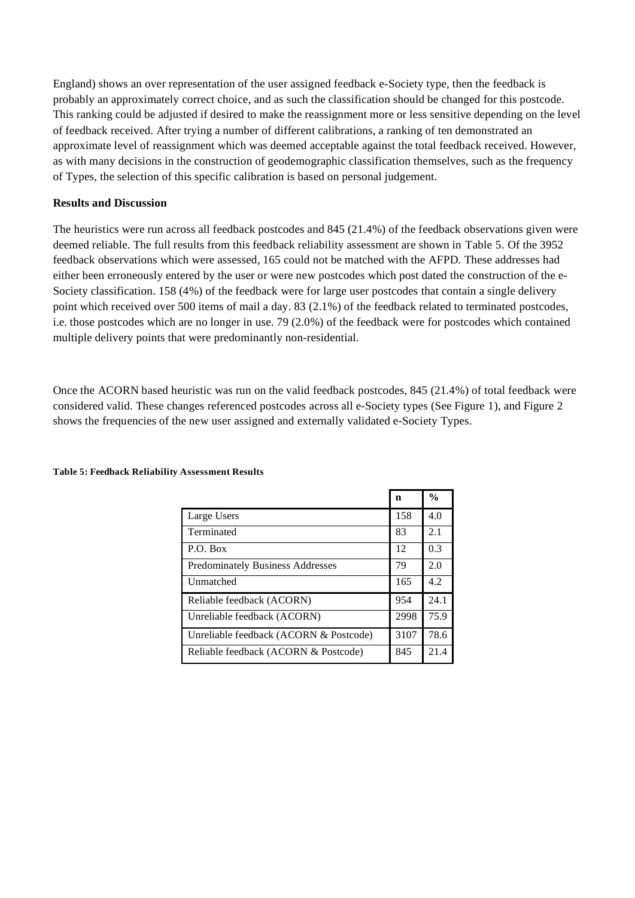England) shows an over representation of the user assigned feedback e-Society type, then the feedback is probably an approximately correct choice, and as such the classification should be changed for this postcode. This ranking could be adjusted if desired to make the reassignment more or less sensitive depending on the level of feedback received. After trying a number of different calibrations, a ranking of ten demonstrated an approximate level of reassignment which was deemed acceptable against the total feedback received. However, as with many decisions in the construction of geodemographic classification themselves, such as the frequency of Types, the selection of this specific calibration is based on personal judgement.

**Results and Discussion**

The heuristics were run across all feedback postcodes and 845 (21.4%) of the feedback observations given were deemed reliable. The full results from this feedback reliability assessment are shown in Table 5. Of the 3952 feedback observations which were assessed, 165 could not be matched with the AFPD. These addresses had either been erroneously entered by the user or were new postcodes which post dated the construction of the e-Society classification. 158 (4%) of the feedback were for large user postcodes that contain a single delivery point which received over 500 items of mail a day. 83 (2.1%) of the feedback related to terminated postcodes, i.e. those postcodes which are no longer in use. 79 (2.0%) of the feedback were for postcodes which contained multiple delivery points that were predominantly non-residential.

Once the ACORN based heuristic was run on the valid feedback postcodes, 845 (21.4%) of total feedback were considered valid. These changes referenced postcodes across all e-Society types (See Figure 1), and Figure 2 shows the frequencies of the new user assigned and externally validated e-Society Types.

**Table 5: Feedback Reliability Assessment Results**

| | n | % |
|---|---|---|
| Large Users | 158 | 4.0 |
| Terminated | 83 | 2.1 |
| P.O. Box | 12 | 0.3 |
| Predominately Business Addresses | 79 | 2.0 |
| Unmatched | 165 | 4.2 |
| Reliable feedback (ACORN) | 954 | 24.1 |
| Unreliable feedback (ACORN) | 2998 | 75.9 |
| Unreliable feedback (ACORN & Postcode) | 3107 | 78.6 |
| Reliable feedback (ACORN & Postcode) | 845 | 21.4 |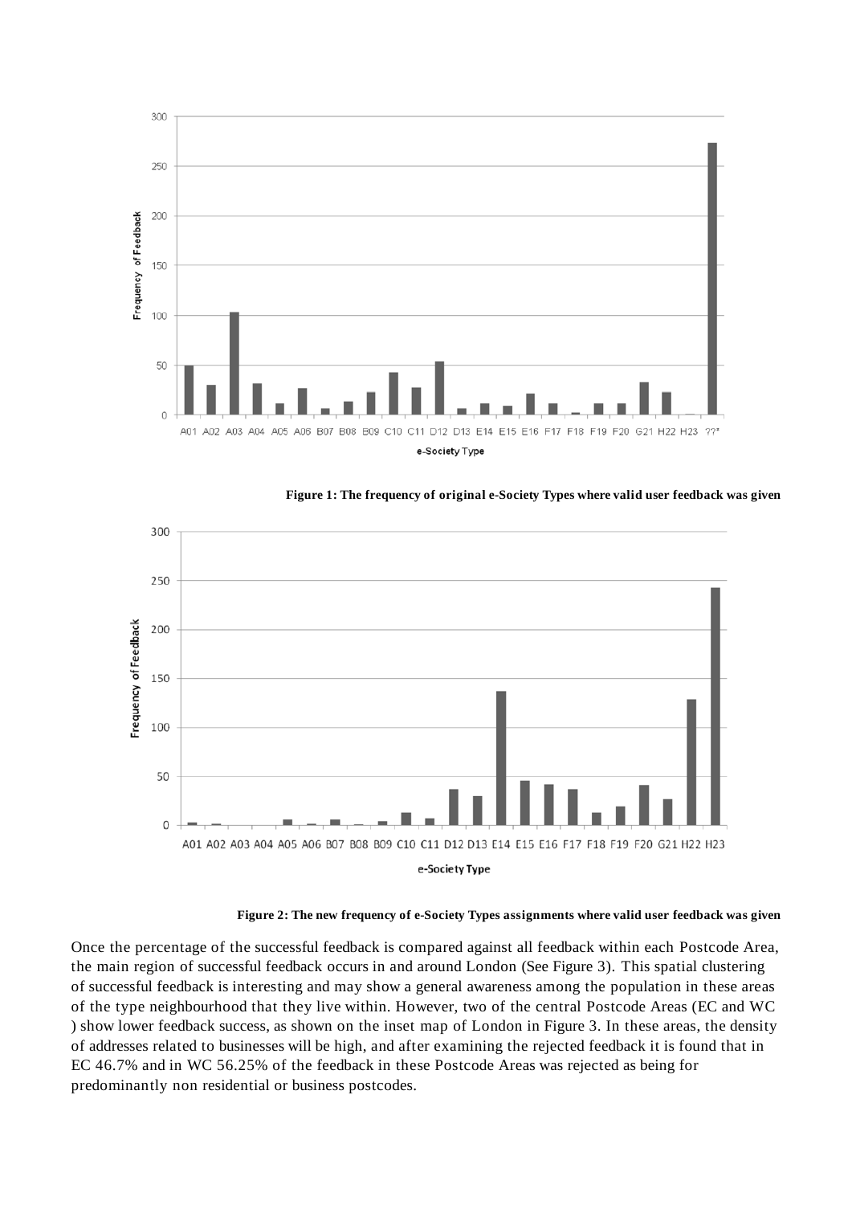**Figure 1: The frequency of original e-Society Types where valid user feedback was given**

**Figure 2: The new frequency of e-Society Types assignments where valid user feedback was given**

Once the percentage of the successful feedback is compared against all feedback within each Postcode Area, the main region of successful feedback occurs in and around London (See Figure 3). This spatial clustering of successful feedback is interesting and may show a general awareness among the population in these areas of the type neighbourhood that they live within. However, two of the central Postcode Areas (EC and WC ) show lower feedback success, as shown on the inset map of London in Figure 3. In these areas, the density of addresses related to businesses will be high, and after examining the rejected feedback it is found that in EC 46.7% and in WC 56.25% of the feedback in these Postcode Areas was rejected as being for predominantly non residential or business postcodes.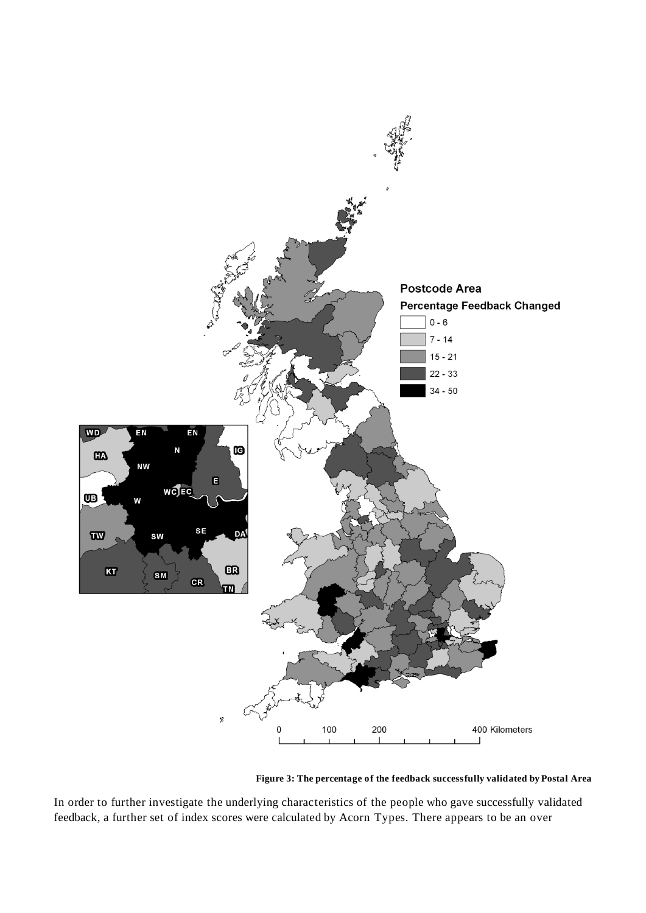Figure 3: The percentage of the feedback successfully validated by Postal Area

In order to further investigate the underlying characteristics of the people who gave successfully validated feedback, a further set of index scores were calculated by Acorn Types. There appears to be an over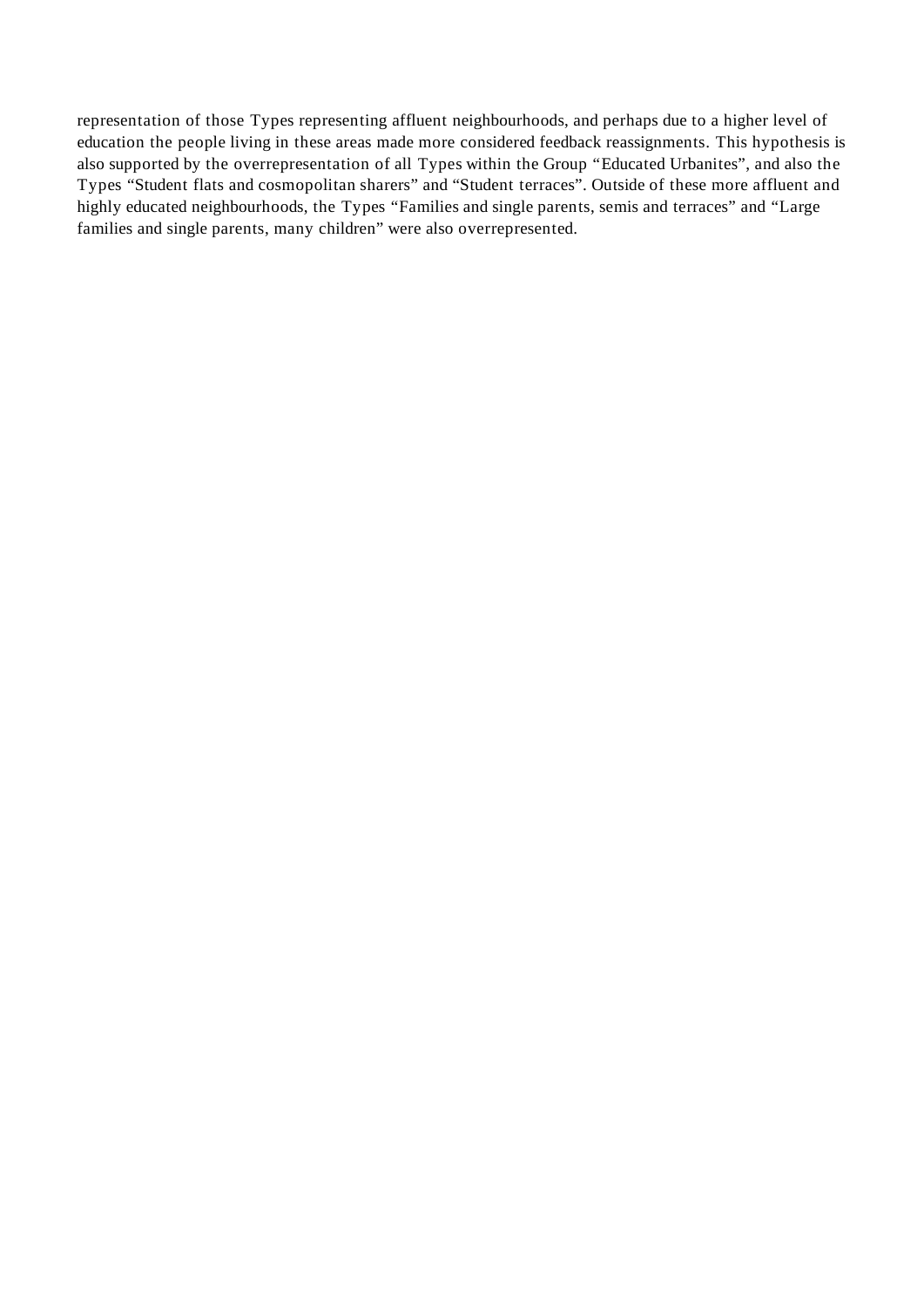representation of those Types representing affluent neighbourhoods, and perhaps due to a higher level of education the people living in these areas made more considered feedback reassignments. This hypothesis is also supported by the overrepresentation of all Types within the Group "Educated Urbanites", and also the Types "Student flats and cosmopolitan sharers" and "Student terraces". Outside of these more affluent and highly educated neighbourhoods, the Types "Families and single parents, semis and terraces" and "Large families and single parents, many children" were also overrepresented.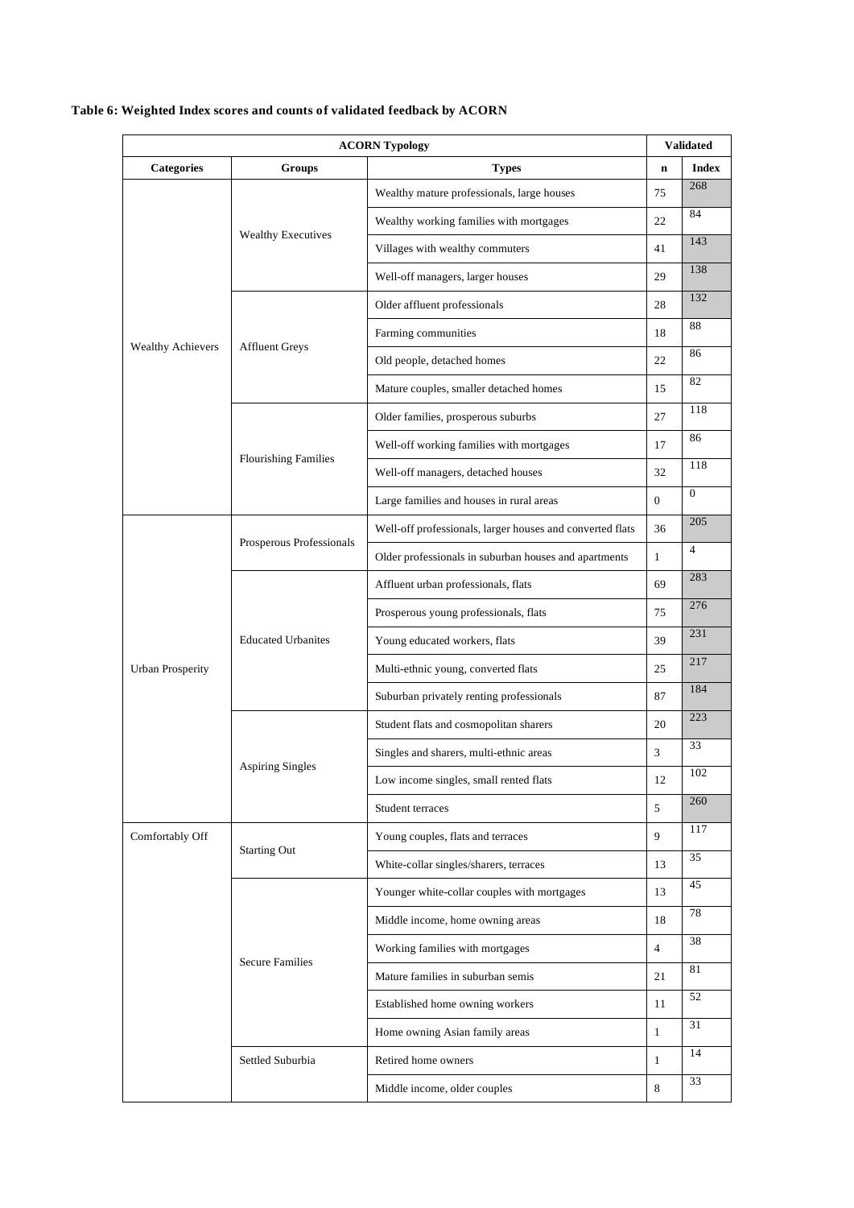**Table 6: Weighted Index scores and counts of validated feedback by ACORN**

| ACORN Typology | | | Validated | |
|---|---|---|---|---|
| Categories | Groups | Types | n | Index |
| Wealthy Achievers | Wealthy Executives | Wealthy mature professionals, large houses | 75 | 268 |
| | | Wealthy working families with mortgages | 22 | 84 |
| | | Villages with wealthy commuters | 41 | 143 |
| | | Well-off managers, larger houses | 29 | 138 |
| | Affluent Greys | Older affluent professionals | 28 | 132 |
| | | Farming communities | 18 | 88 |
| | | Old people, detached homes | 22 | 86 |
| | | Mature couples, smaller detached homes | 15 | 82 |
| | Flourishing Families | Older families, prosperous suburbs | 27 | 118 |
| | | Well-off working families with mortgages | 17 | 86 |
| | | Well-off managers, detached houses | 32 | 118 |
| | | Large families and houses in rural areas | 0 | 0 |
| Urban Prosperity | Prosperous Professionals | Well-off professionals, larger houses and converted flats | 36 | 205 |
| | | Older professionals in suburban houses and apartments | 1 | 4 |
| | Educated Urbanites | Affluent urban professionals, flats | 69 | 283 |
| | | Prosperous young professionals, flats | 75 | 276 |
| | | Young educated workers, flats | 39 | 231 |
| | | Multi-ethnic young, converted flats | 25 | 217 |
| | | Suburban privately renting professionals | 87 | 184 |
| | Aspiring Singles | Student flats and cosmopolitan sharers | 20 | 223 |
| | | Singles and sharers, multi-ethnic areas | 3 | 33 |
| | | Low income singles, small rented flats | 12 | 102 |
| | | Student terraces | 5 | 260 |
| Comfortably Off | Starting Out | Young couples, flats and terraces | 9 | 117 |
| | | White-collar singles/sharers, terraces | 13 | 35 |
| | Secure Families | Younger white-collar couples with mortgages | 13 | 45 |
| | | Middle income, home owning areas | 18 | 78 |
| | | Working families with mortgages | 4 | 38 |
| | | Mature families in suburban semis | 21 | 81 |
| | | Established home owning workers | 11 | 52 |
| | | Home owning Asian family areas | 1 | 31 |
| | Settled Suburbia | Retired home owners | 1 | 14 |
| | | Middle income, older couples | 8 | 33 |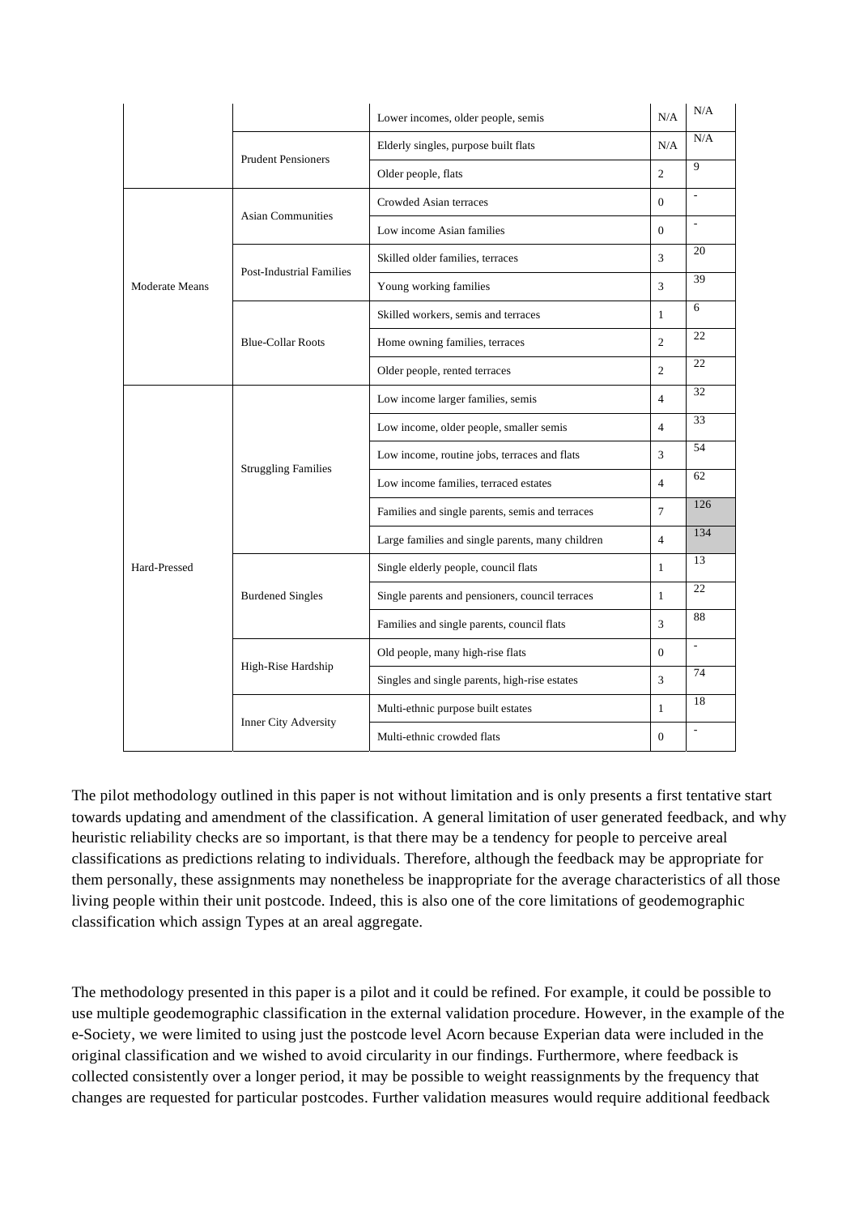| | | | | |
|---|---|---|---|---|
| | | Lower incomes, older people, semis | N/A | N/A |
| | Prudent Pensioners | Elderly singles, purpose built flats | N/A | N/A |
| | | Older people, flats | 2 | 9 |
| Moderate Means | Asian Communities | Crowded Asian terraces | 0 | - |
| | | Low income Asian families | 0 | - |
| | Post-Industrial Families | Skilled older families, terraces | 3 | 20 |
| | | Young working families | 3 | 39 |
| | Blue-Collar Roots | Skilled workers, semis and terraces | 1 | 6 |
| | | Home owning families, terraces | 2 | 22 |
| | | Older people, rented terraces | 2 | 22 |
| Hard-Pressed | Struggling Families | Low income larger families, semis | 4 | 32 |
| | | Low income, older people, smaller semis | 4 | 33 |
| | | Low income, routine jobs, terraces and flats | 3 | 54 |
| | | Low income families, terraced estates | 4 | 62 |
| | | Families and single parents, semis and terraces | 7 | 126 |
| | | Large families and single parents, many children | 4 | 134 |
| | Burdened Singles | Single elderly people, council flats | 1 | 13 |
| | | Single parents and pensioners, council terraces | 1 | 22 |
| | | Families and single parents, council flats | 3 | 88 |
| | High-Rise Hardship | Old people, many high-rise flats | 0 | - |
| | | Singles and single parents, high-rise estates | 3 | 74 |
| | Inner City Adversity | Multi-ethnic purpose built estates | 1 | 18 |
| | | Multi-ethnic crowded flats | 0 | - |

The pilot methodology outlined in this paper is not without limitation and is only presents a first tentative start towards updating and amendment of the classification. A general limitation of user generated feedback, and why heuristic reliability checks are so important, is that there may be a tendency for people to perceive areal classifications as predictions relating to individuals. Therefore, although the feedback may be appropriate for them personally, these assignments may nonetheless be inappropriate for the average characteristics of all those living people within their unit postcode. Indeed, this is also one of the core limitations of geodemographic classification which assign Types at an areal aggregate.

The methodology presented in this paper is a pilot and it could be refined. For example, it could be possible to use multiple geodemographic classification in the external validation procedure. However, in the example of the e-Society, we were limited to using just the postcode level Acorn because Experian data were included in the original classification and we wished to avoid circularity in our findings. Furthermore, where feedback is collected consistently over a longer period, it may be possible to weight reassignments by the frequency that changes are requested for particular postcodes. Further validation measures would require additional feedback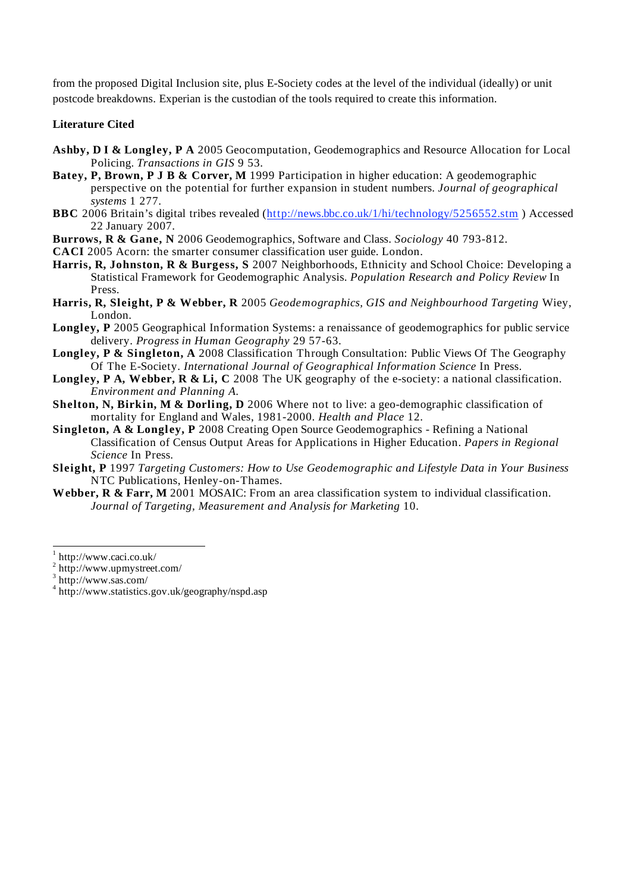from the proposed Digital Inclusion site, plus E-Society codes at the level of the individual (ideally) or unit postcode breakdowns. Experian is the custodian of the tools required to create this information.

**Literature Cited**

**Ashby, D I & Longley, P A** 2005 Geocomputation, Geodemographics and Resource Allocation for Local Policing. *Transactions in GIS* 9 53.

**Batey, P, Brown, P J B & Corver, M** 1999 Participation in higher education: A geodemographic perspective on the potential for further expansion in student numbers. *Journal of geographical systems* 1 277.

**BBC** 2006 Britain's digital tribes revealed (http://news.bbc.co.uk/1/hi/technology/5256552.stm ) Accessed 22 January 2007.

**Burrows, R & Gane, N** 2006 Geodemographics, Software and Class. *Sociology* 40 793-812.

**CACI** 2005 Acorn: the smarter consumer classification user guide. London.

**Harris, R, Johnston, R & Burgess, S** 2007 Neighborhoods, Ethnicity and School Choice: Developing a Statistical Framework for Geodemographic Analysis. *Population Research and Policy Review* In Press.

**Harris, R, Sleight, P & Webber, R** 2005 *Geodemographics, GIS and Neighbourhood Targeting* Wiey, London.

**Longley, P** 2005 Geographical Information Systems: a renaissance of geodemographics for public service delivery. *Progress in Human Geography* 29 57-63.

**Longley, P & Singleton, A** 2008 Classification Through Consultation: Public Views Of The Geography Of The E-Society. *International Journal of Geographical Information Science* In Press.

**Longley, P A, Webber, R & Li, C** 2008 The UK geography of the e-society: a national classification. *Environment and Planning A.*

**Shelton, N, Birkin, M & Dorling, D** 2006 Where not to live: a geo-demographic classification of mortality for England and Wales, 1981-2000. *Health and Place* 12.

**Singleton, A & Longley, P** 2008 Creating Open Source Geodemographics - Refining a National Classification of Census Output Areas for Applications in Higher Education. *Papers in Regional Science* In Press.

**Sleight, P** 1997 *Targeting Customers: How to Use Geodemographic and Lifestyle Data in Your Business* NTC Publications, Henley-on-Thames.

**Webber, R & Farr, M** 2001 MOSAIC: From an area classification system to individual classification. *Journal of Targeting, Measurement and Analysis for Marketing* 10.

---

[1] http://www.caci.co.uk/

[2] http://www.upmystreet.com/

[3] http://www.sas.com/

[4] http://www.statistics.gov.uk/geography/nspd.asp